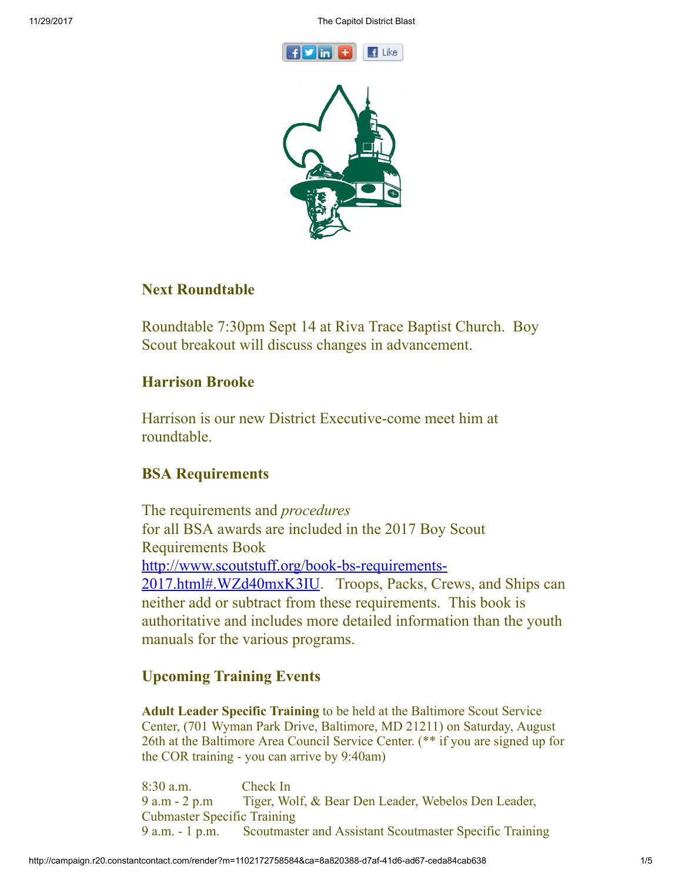## Next Roundtable

Roundtable 7:30pm Sept 14 at Riva Trace Baptist Church. Boy Scout breakout will discuss changes in advancement.

## Harrison Brooke

Harrison is our new District Executive-come meet him at roundtable.

## BSA Requirements

The requirements and *procedures* for all BSA awards are included in the 2017 Boy Scout Requirements Book [http://www.scoutstuff.org/book-bs-requirements-2017.html#.WZd40mxK3IU](http://www.scoutstuff.org/book-bs-requirements-2017.html#.WZd40mxK3IU). Troops, Packs, Crews, and Ships can neither add or subtract from these requirements. This book is authoritative and includes more detailed information than the youth manuals for the various programs.

## Upcoming Training Events

**Adult Leader Specific Training** to be held at the Baltimore Scout Service Center, (701 Wyman Park Drive, Baltimore, MD 21211) on Saturday, August 26th at the Baltimore Area Council Service Center. (** if you are signed up for the COR training - you can arrive by 9:40am)

8:30 a.m. Check In
9 a.m - 2 p.m Tiger, Wolf, & Bear Den Leader, Webelos Den Leader, Cubmaster Specific Training
9 a.m. - 1 p.m. Scoutmaster and Assistant Scoutmaster Specific Training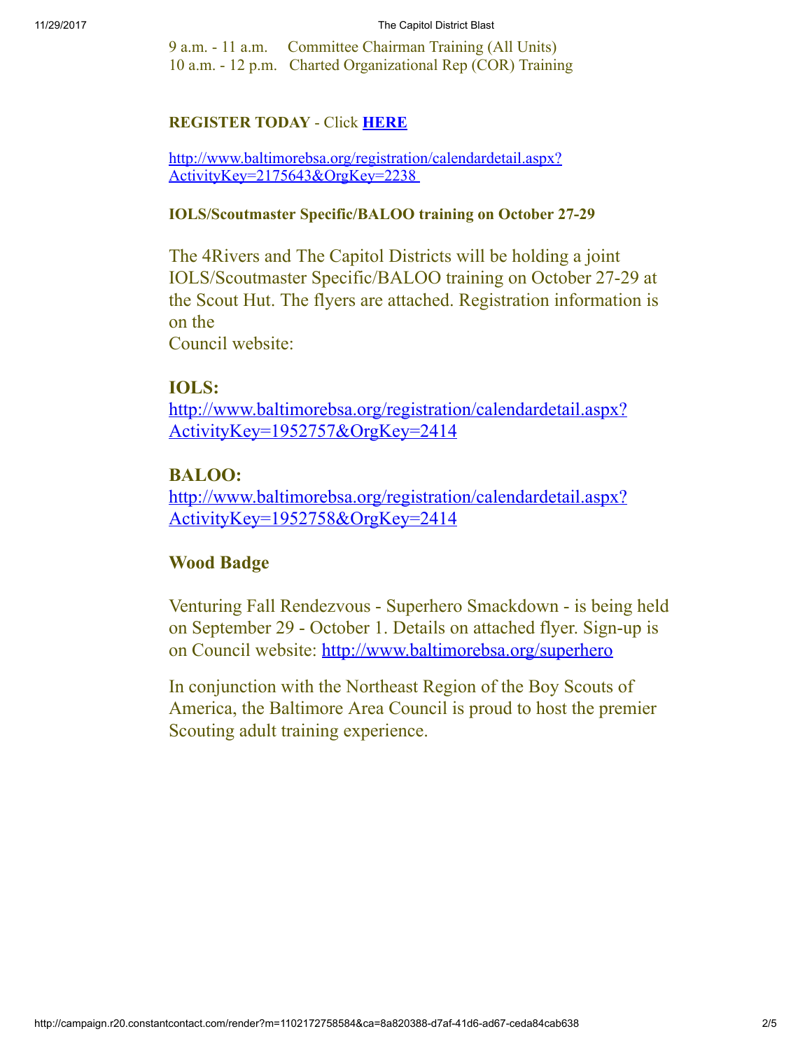9 a.m. - 11 a.m.     Committee Chairman Training (All Units)
10 a.m. - 12 p.m.   Charted Organizational Rep (COR) Training

**REGISTER TODAY** - Click **HERE**

http://www.baltimorebsa.org/registration/calendardetail.aspx?ActivityKey=2175643&OrgKey=2238

**IOLS/Scoutmaster Specific/BALOO training on October 27-29**

The 4Rivers and The Capitol Districts will be holding a joint IOLS/Scoutmaster Specific/BALOO training on October 27-29 at the Scout Hut. The flyers are attached. Registration information is on the
Council website:

**IOLS:**
http://www.baltimorebsa.org/registration/calendardetail.aspx?ActivityKey=1952757&OrgKey=2414

**BALOO:**
http://www.baltimorebsa.org/registration/calendardetail.aspx?ActivityKey=1952758&OrgKey=2414

**Wood Badge**

Venturing Fall Rendezvous - Superhero Smackdown - is being held on September 29 - October 1. Details on attached flyer. Sign-up is on Council website: http://www.baltimorebsa.org/superhero

In conjunction with the Northeast Region of the Boy Scouts of America, the Baltimore Area Council is proud to host the premier Scouting adult training experience.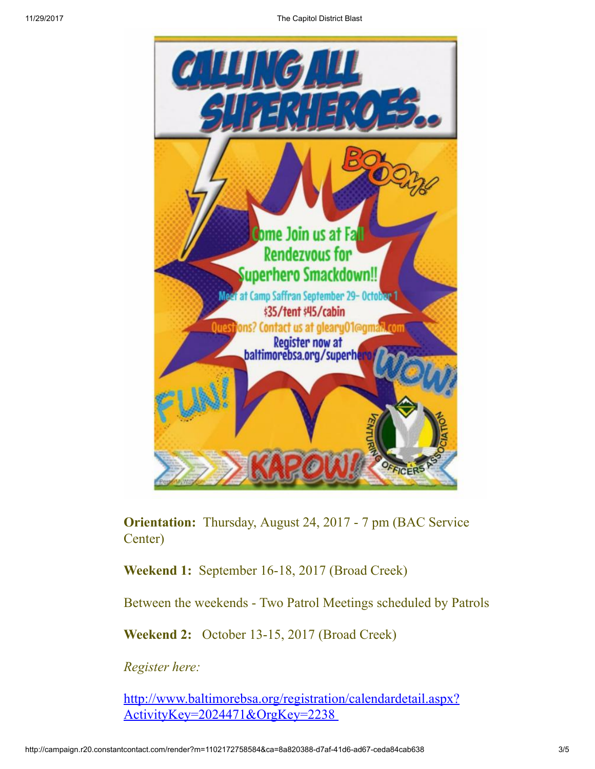# CALLING ALL SUPERHEROES..

Come Join us at Fall Rendezvous for Superhero Smackdown!!

Meet at Camp Saffran September 29- October 1

$35/tent $45/cabin

Questions? Contact us at gleary01@gmail.com

Register now at baltimorebsa.org/superhero

**Orientation:** Thursday, August 24, 2017 - 7 pm (BAC Service Center)

**Weekend 1:** September 16-18, 2017 (Broad Creek)

Between the weekends - Two Patrol Meetings scheduled by Patrols

**Weekend 2:** October 13-15, 2017 (Broad Creek)

*Register here:*

[http://www.baltimorebsa.org/registration/calendardetail.aspx?ActivityKey=2024471&OrgKey=2238](http://www.baltimorebsa.org/registration/calendardetail.aspx?ActivityKey=2024471&OrgKey=2238)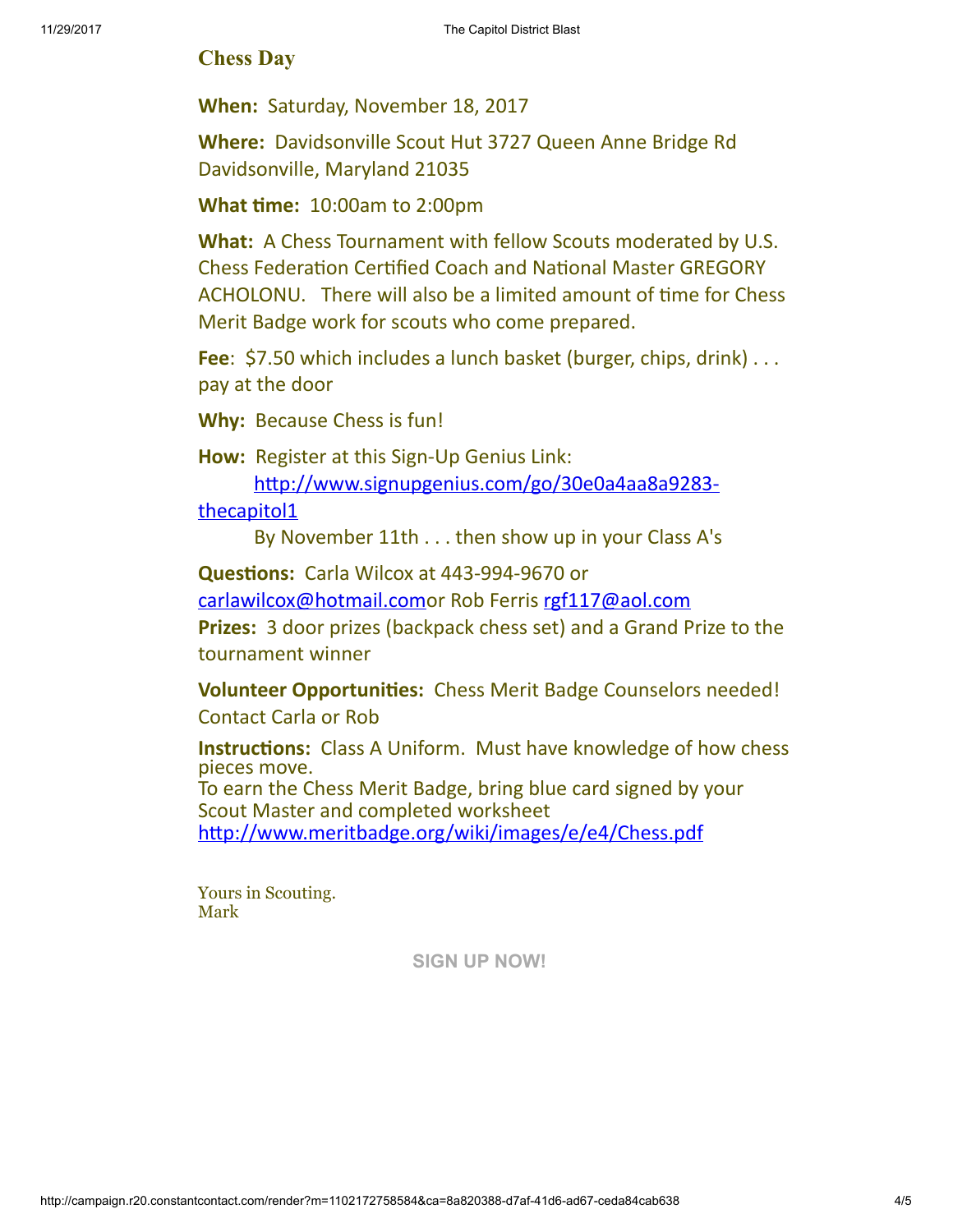## Chess Day

**When:** Saturday, November 18, 2017

**Where:** Davidsonville Scout Hut 3727 Queen Anne Bridge Rd Davidsonville, Maryland 21035

**What time:** 10:00am to 2:00pm

**What:** A Chess Tournament with fellow Scouts moderated by U.S. Chess Federation Certified Coach and National Master GREGORY ACHOLONU. There will also be a limited amount of time for Chess Merit Badge work for scouts who come prepared.

**Fee**: $7.50 which includes a lunch basket (burger, chips, drink) . . . pay at the door

**Why:** Because Chess is fun!

**How:** Register at this Sign-Up Genius Link:
[http://www.signupgenius.com/go/30e0a4aa8a9283-thecapitol1](http://www.signupgenius.com/go/30e0a4aa8a9283-thecapitol1)
By November 11th . . . then show up in your Class A's

**Questions:** Carla Wilcox at 443-994-9670 or carlawilcox@hotmail.comor Rob Ferris rgf117@aol.com

**Prizes:** 3 door prizes (backpack chess set) and a Grand Prize to the tournament winner

**Volunteer Opportunities:** Chess Merit Badge Counselors needed! Contact Carla or Rob

**Instructions:** Class A Uniform. Must have knowledge of how chess pieces move.
To earn the Chess Merit Badge, bring blue card signed by your Scout Master and completed worksheet
[http://www.meritbadge.org/wiki/images/e/e4/Chess.pdf](http://www.meritbadge.org/wiki/images/e/e4/Chess.pdf)

Yours in Scouting.
Mark

SIGN UP NOW!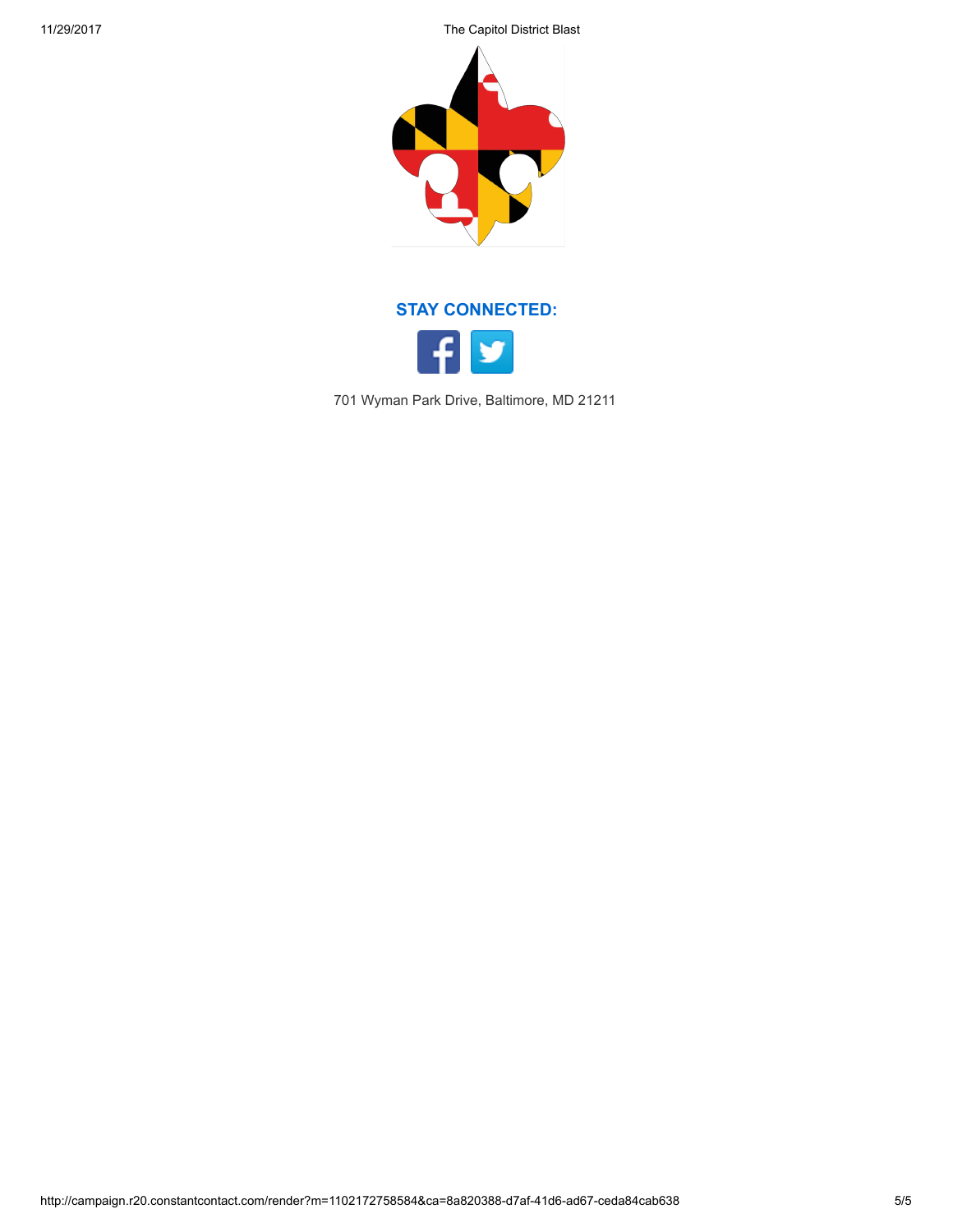**STAY CONNECTED:**

701 Wyman Park Drive, Baltimore, MD 21211